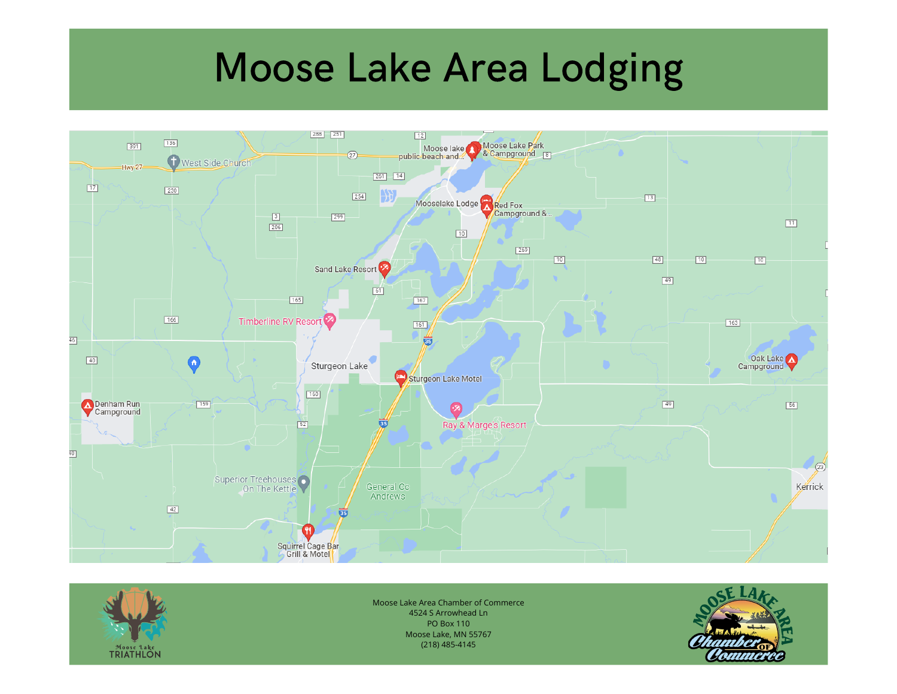# Moose Lake Area Lodging

Moose lake public beach and...

Moose Lake Park & Campground

Mooselake Lodge

Red Fox Campground &...

Sand Lake Resort

Timberline RV Resort

Sturgeon Lake

Sturgeon Lake Motel

Ray & Marge's Resort

Oak Lake Campground

Denham Run Campground

Superior Treehouses On The Kettle

Squirrel Cage Bar Grill & Motel

Moose Lake Area Chamber of Commerce
4524 S Arrowhead Ln
PO Box 110
Moose Lake, MN 55767
(218) 485-4145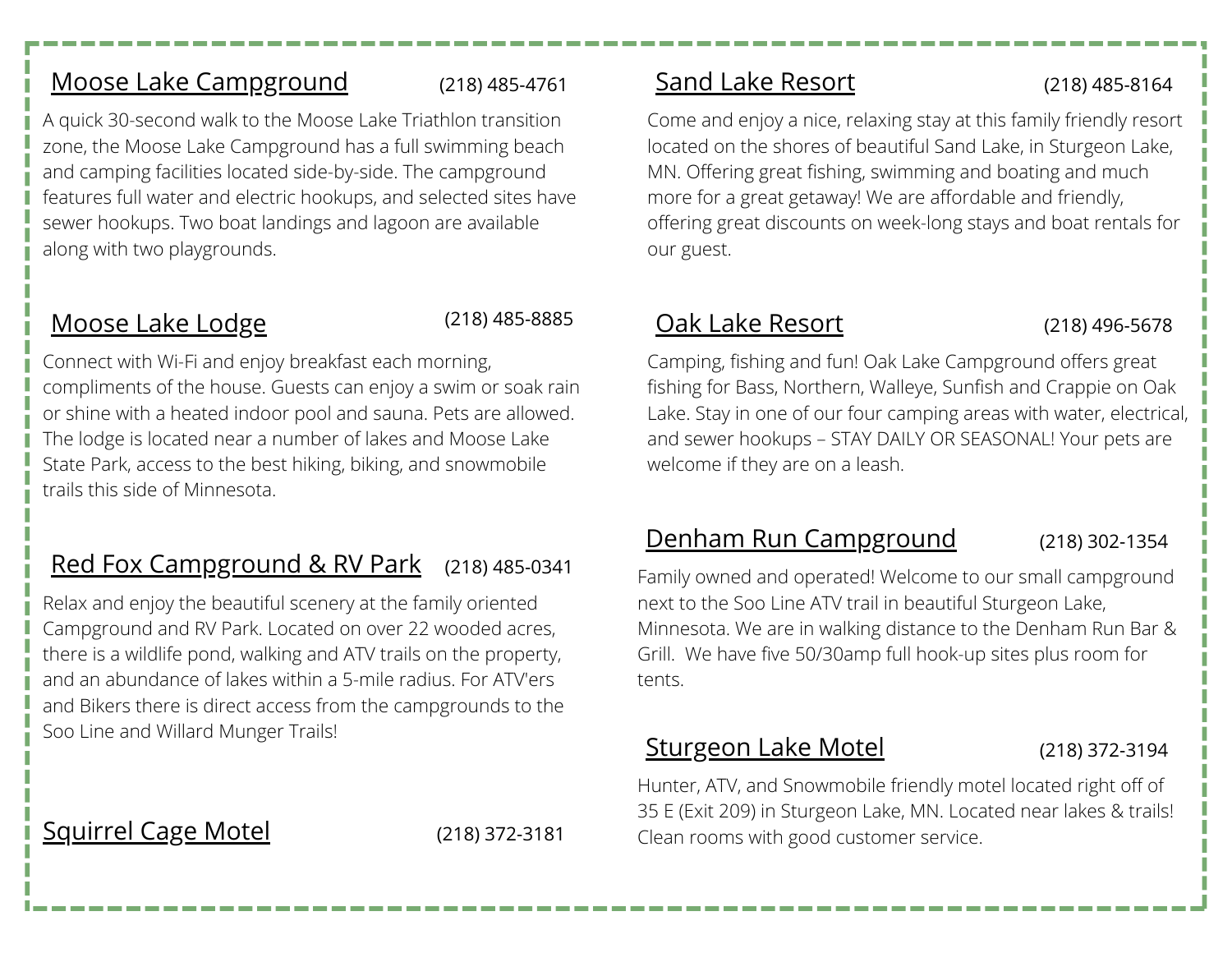## Moose Lake Campground

(218) 485-4761

A quick 30-second walk to the Moose Lake Triathlon transition zone, the Moose Lake Campground has a full swimming beach and camping facilities located side-by-side. The campground features full water and electric hookups, and selected sites have sewer hookups. Two boat landings and lagoon are available along with two playgrounds.

## Moose Lake Lodge

(218) 485-8885

Connect with Wi-Fi and enjoy breakfast each morning, compliments of the house. Guests can enjoy a swim or soak rain or shine with a heated indoor pool and sauna. Pets are allowed. The lodge is located near a number of lakes and Moose Lake State Park, access to the best hiking, biking, and snowmobile trails this side of Minnesota.

## Red Fox Campground & RV Park

(218) 485-0341

Relax and enjoy the beautiful scenery at the family oriented Campground and RV Park. Located on over 22 wooded acres, there is a wildlife pond, walking and ATV trails on the property, and an abundance of lakes within a 5-mile radius. For ATV'ers and Bikers there is direct access from the campgrounds to the Soo Line and Willard Munger Trails!

## Squirrel Cage Motel

(218) 372-3181

## Sand Lake Resort

(218) 485-8164

Come and enjoy a nice, relaxing stay at this family friendly resort located on the shores of beautiful Sand Lake, in Sturgeon Lake, MN. Offering great fishing, swimming and boating and much more for a great getaway! We are affordable and friendly, offering great discounts on week-long stays and boat rentals for our guest.

## Oak Lake Resort

(218) 496-5678

Camping, fishing and fun! Oak Lake Campground offers great fishing for Bass, Northern, Walleye, Sunfish and Crappie on Oak Lake. Stay in one of our four camping areas with water, electrical, and sewer hookups – STAY DAILY OR SEASONAL! Your pets are welcome if they are on a leash.

## Denham Run Campground

(218) 302-1354

Family owned and operated! Welcome to our small campground next to the Soo Line ATV trail in beautiful Sturgeon Lake, Minnesota. We are in walking distance to the Denham Run Bar & Grill. We have five 50/30amp full hook-up sites plus room for tents.

## Sturgeon Lake Motel

(218) 372-3194

Hunter, ATV, and Snowmobile friendly motel located right off of 35 E (Exit 209) in Sturgeon Lake, MN. Located near lakes & trails! Clean rooms with good customer service.